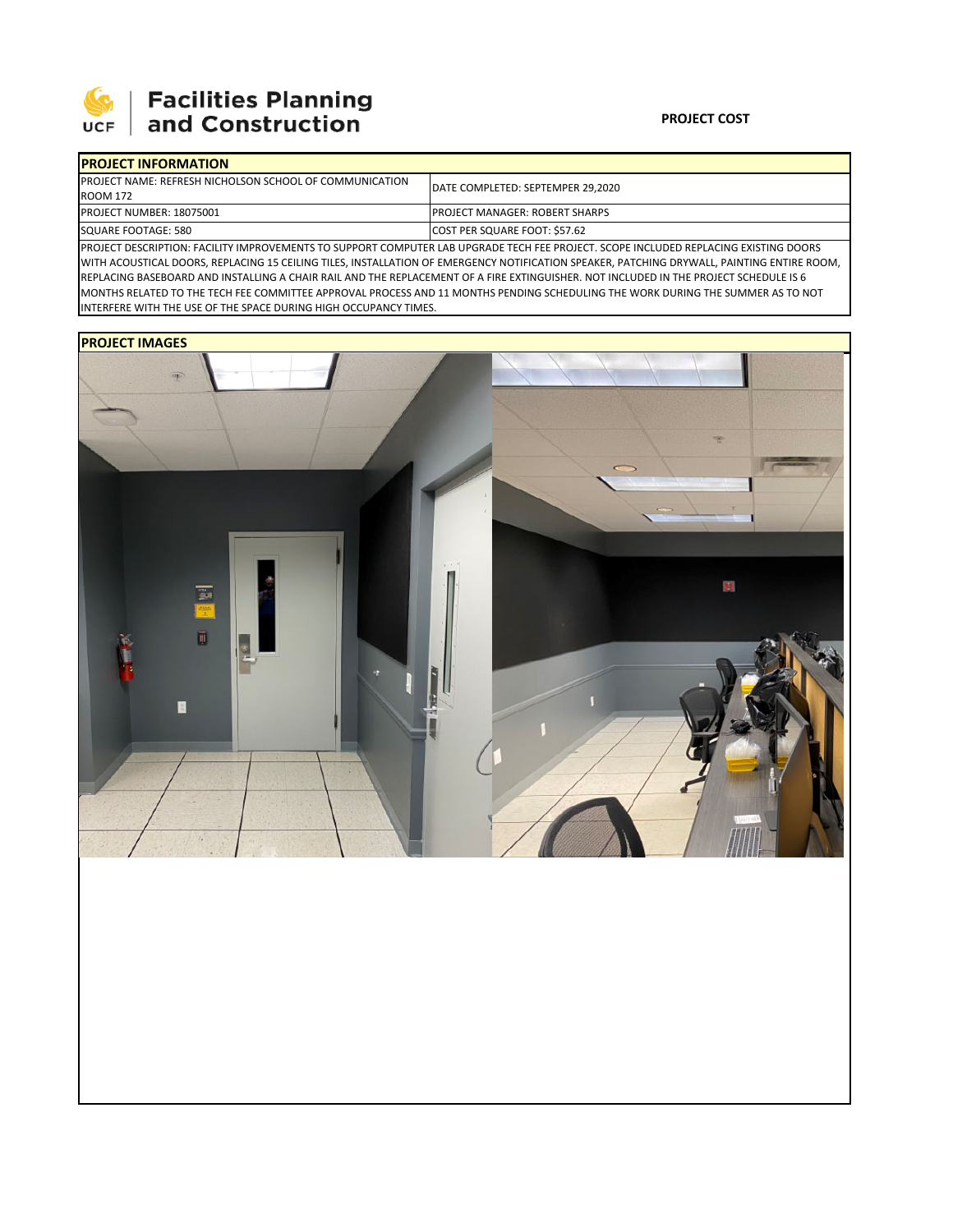Facilities Planning and Construction

**PROJECT COST**

## PROJECT INFORMATION

| PROJECT NAME: REFRESH NICHOLSON SCHOOL OF COMMUNICATION ROOM 172 | DATE COMPLETED: SEPTEMPER 29,2020 |
|---|---|
| PROJECT NUMBER: 18075001 | PROJECT MANAGER: ROBERT SHARPS |
| SQUARE FOOTAGE: 580 | COST PER SQUARE FOOT: $57.62 |

PROJECT DESCRIPTION: FACILITY IMPROVEMENTS TO SUPPORT COMPUTER LAB UPGRADE TECH FEE PROJECT. SCOPE INCLUDED REPLACING EXISTING DOORS WITH ACOUSTICAL DOORS, REPLACING 15 CEILING TILES, INSTALLATION OF EMERGENCY NOTIFICATION SPEAKER, PATCHING DRYWALL, PAINTING ENTIRE ROOM, REPLACING BASEBOARD AND INSTALLING A CHAIR RAIL AND THE REPLACEMENT OF A FIRE EXTINGUISHER. NOT INCLUDED IN THE PROJECT SCHEDULE IS 6 MONTHS RELATED TO THE TECH FEE COMMITTEE APPROVAL PROCESS AND 11 MONTHS PENDING SCHEDULING THE WORK DURING THE SUMMER AS TO NOT INTERFERE WITH THE USE OF THE SPACE DURING HIGH OCCUPANCY TIMES.

## PROJECT IMAGES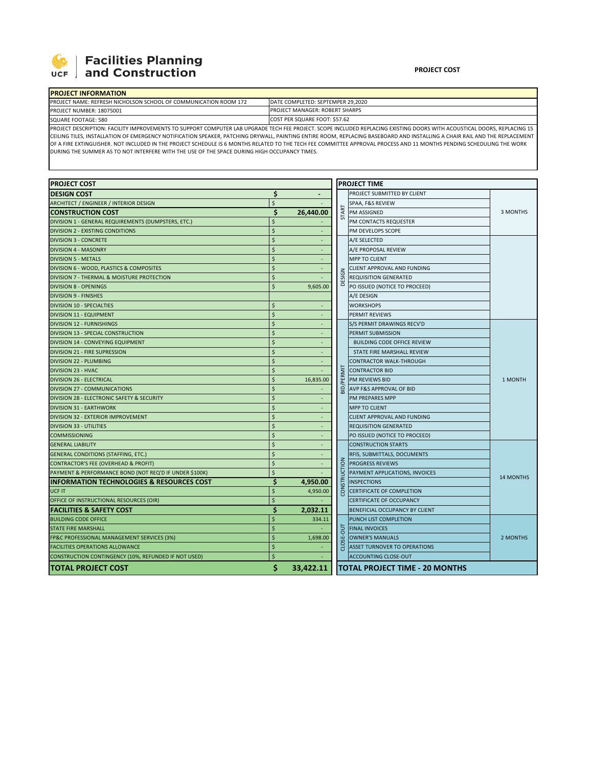# Facilities Planning and Construction

**PROJECT COST**

| PROJECT INFORMATION | |
|---|---|
| PROJECT NAME: REFRESH NICHOLSON SCHOOL OF COMMUNICATION ROOM 172 | DATE COMPLETED: SEPTEMPER 29,2020 |
| PROJECT NUMBER: 18075001 | PROJECT MANAGER: ROBERT SHARPS |
| SQUARE FOOTAGE: 580 | COST PER SQUARE FOOT: $57.62 |

PROJECT DESCRIPTION: FACILITY IMPROVEMENTS TO SUPPORT COMPUTER LAB UPGRADE TECH FEE PROJECT. SCOPE INCLUDED REPLACING EXISTING DOORS WITH ACOUSTICAL DOORS, REPLACING 15 CEILING TILES, INSTALLATION OF EMERGENCY NOTIFICATION SPEAKER, PATCHING DRYWALL, PAINTING ENTIRE ROOM, REPLACING BASEBOARD AND INSTALLING A CHAIR RAIL AND THE REPLACEMENT OF A FIRE EXTINGUISHER. NOT INCLUDED IN THE PROJECT SCHEDULE IS 6 MONTHS RELATED TO THE TECH FEE COMMITTEE APPROVAL PROCESS AND 11 MONTHS PENDING SCHEDULING THE WORK DURING THE SUMMER AS TO NOT INTERFERE WITH THE USE OF THE SPACE DURING HIGH OCCUPANCY TIMES.

| PROJECT COST | | |
|---|---|---|
| **DESIGN COST** | **$** | **-** |
| ARCHITECT / ENGINEER / INTERIOR DESIGN | $ | - |
| **CONSTRUCTION COST** | **$** | **26,440.00** |
| DIVISION 1 - GENERAL REQUIREMENTS (DUMPSTERS, ETC.) | $ | - |
| DIVISION 2 - EXISTING CONDITIONS | $ | - |
| DIVISION 3 - CONCRETE | $ | - |
| DIVISION 4 - MASONRY | $ | - |
| DIVISION 5 - METALS | $ | - |
| DIVISION 6 - WOOD, PLASTICS & COMPOSITES | $ | - |
| DIVISION 7 - THERMAL & MOISTURE PROTECTION | $ | - |
| DIVISION 8 - OPENINGS | $ | 9,605.00 |
| DIVISION 9 - FINISHES | | |
| DIVISION 10 - SPECIALTIES | $ | - |
| DIVISION 11 - EQUIPMENT | $ | - |
| DIVISION 12 - FURNISHINGS | $ | - |
| DIVISION 13 - SPECIAL CONSTRUCTION | $ | - |
| DIVISION 14 - CONVEYING EQUIPMENT | $ | - |
| DIVISION 21 - FIRE SUPRESSION | $ | - |
| DIVISION 22 - PLUMBING | $ | - |
| DIVISION 23 - HVAC | $ | - |
| DIVISION 26 - ELECTRICAL | $ | 16,835.00 |
| DIVISION 27 - COMMUNICATIONS | $ | - |
| DIVISION 28 - ELECTRONIC SAFETY & SECURITY | $ | - |
| DIVISION 31 - EARTHWORK | $ | - |
| DIVISION 32 - EXTERIOR IMPROVEMENT | $ | - |
| DIVISION 33 - UTILITIES | $ | - |
| COMMISSIONING | $ | - |
| GENERAL LIABILITY | $ | - |
| GENERAL CONDITIONS (STAFFING, ETC.) | $ | - |
| CONTRACTOR'S FEE (OVERHEAD & PROFIT) | $ | - |
| PAYMENT & PERFORMANCE BOND (NOT REQ'D IF UNDER $100K) | $ | - |
| **INFORMATION TECHNOLOGIES & RESOURCES COST** | **$** | **4,950.00** |
| UCF IT | $ | 4,950.00 |
| OFFICE OF INSTRUCTIONAL RESOURCES (OIR) | $ | - |
| **FACILITIES & SAFETY COST** | **$** | **2,032.11** |
| BUILDING CODE OFFICE | $ | 334.11 |
| STATE FIRE MARSHALL | $ | - |
| FP&C PROFESSIONAL MANAGEMENT SERVICES (3%) | $ | 1,698.00 |
| FACILITIES OPERATIONS ALLOWANCE | $ | - |
| CONSTRUCTION CONTINGENCY (10%, REFUNDED IF NOT USED) | $ | - |
| **TOTAL PROJECT COST** | **$** | **33,422.11** |

| PROJECT TIME | | |
|---|---|---|
| START | PROJECT SUBMITTED BY CLIENT | 3 MONTHS |
| | SPAA, F&S REVIEW | |
| | PM ASSIGNED | |
| | PM CONTACTS REQUESTER | |
| | PM DEVELOPS SCOPE | |
| DESIGN | A/E SELECTED | |
| | A/E PROPOSAL REVIEW | |
| | MPP TO CLIENT | |
| | CLIENT APPROVAL AND FUNDING | |
| | REQUISITION GENERATED | |
| | PO ISSUED (NOTICE TO PROCEED) | |
| | A/E DESIGN | |
| | WORKSHOPS | |
| | PERMIT REVIEWS | |
| BID/PERMIT | S/S PERMIT DRAWINGS RECV'D | 1 MONTH |
| | PERMIT SUBMISSION | |
| | BUILDING CODE OFFICE REVIEW | |
| | STATE FIRE MARSHALL REVIEW | |
| | CONTRACTOR WALK-THROUGH | |
| | CONTRACTOR BID | |
| | PM REVIEWS BID | |
| | AVP F&S APPROVAL OF BID | |
| | PM PREPARES MPP | |
| | MPP TO CLIENT | |
| | CLIENT APPROVAL AND FUNDING | |
| | REQUISITION GENERATED | |
| | PO ISSUED (NOTICE TO PROCEED) | |
| CONSTRUCTION | CONSTRUCTION STARTS | 14 MONTHS |
| | RFIS, SUBMITTALS, DOCUMENTS | |
| | PROGRESS REVIEWS | |
| | PAYMENT APPLICATIONS, INVOICES | |
| | INSPECTIONS | |
| | CERTIFICATE OF COMPLETION | |
| | CERTIFICATE OF OCCUPANCY | |
| | BENEFICIAL OCCUPANCY BY CLIENT | |
| CLOSE-OUT | PUNCH LIST COMPLETION | 2 MONTHS |
| | FINAL INVOICES | |
| | OWNER'S MANUALS | |
| | ASSET TURNOVER TO OPERATIONS | |
| | ACCOUNTING CLOSE-OUT | |
| **TOTAL PROJECT TIME - 20 MONTHS** | | |